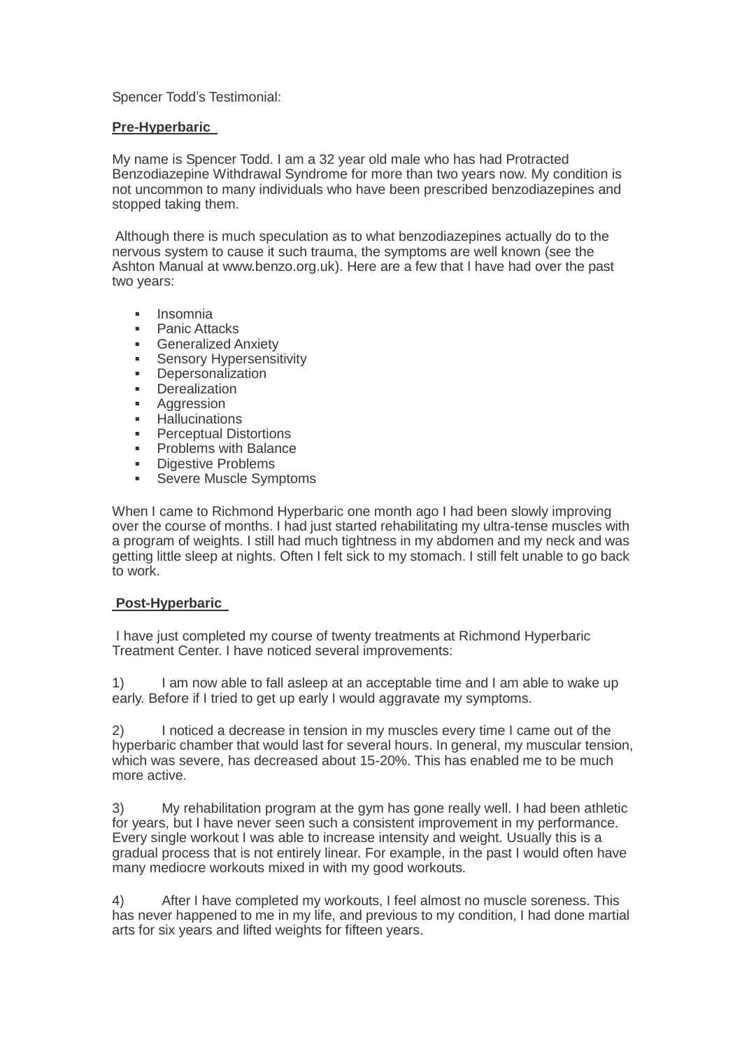Spencer Todd's Testimonial:

**Pre-Hyperbaric**

My name is Spencer Todd. I am a 32 year old male who has had Protracted Benzodiazepine Withdrawal Syndrome for more than two years now. My condition is not uncommon to many individuals who have been prescribed benzodiazepines and stopped taking them.

Although there is much speculation as to what benzodiazepines actually do to the nervous system to cause it such trauma, the symptoms are well known (see the Ashton Manual at www.benzo.org.uk). Here are a few that I have had over the past two years:

- Insomnia
- Panic Attacks
- Generalized Anxiety
- Sensory Hypersensitivity
- Depersonalization
- Derealization
- Aggression
- Hallucinations
- Perceptual Distortions
- Problems with Balance
- Digestive Problems
- Severe Muscle Symptoms

When I came to Richmond Hyperbaric one month ago I had been slowly improving over the course of months. I had just started rehabilitating my ultra-tense muscles with a program of weights. I still had much tightness in my abdomen and my neck and was getting little sleep at nights. Often I felt sick to my stomach. I still felt unable to go back to work.

**Post-Hyperbaric**

I have just completed my course of twenty treatments at Richmond Hyperbaric Treatment Center. I have noticed several improvements:

1) I am now able to fall asleep at an acceptable time and I am able to wake up early. Before if I tried to get up early I would aggravate my symptoms.

2) I noticed a decrease in tension in my muscles every time I came out of the hyperbaric chamber that would last for several hours. In general, my muscular tension, which was severe, has decreased about 15-20%. This has enabled me to be much more active.

3) My rehabilitation program at the gym has gone really well. I had been athletic for years, but I have never seen such a consistent improvement in my performance. Every single workout I was able to increase intensity and weight. Usually this is a gradual process that is not entirely linear. For example, in the past I would often have many mediocre workouts mixed in with my good workouts.

4) After I have completed my workouts, I feel almost no muscle soreness. This has never happened to me in my life, and previous to my condition, I had done martial arts for six years and lifted weights for fifteen years.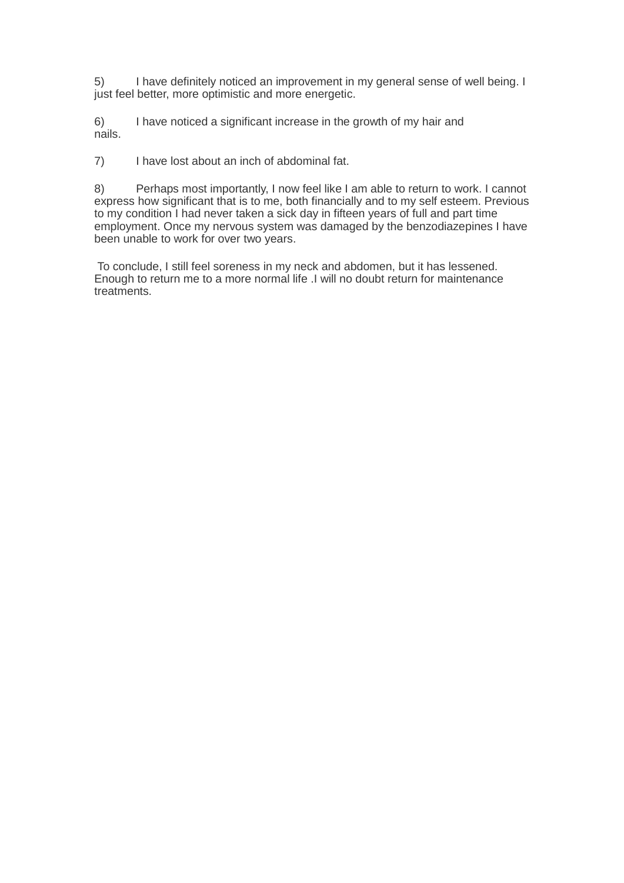5) I have definitely noticed an improvement in my general sense of well being. I just feel better, more optimistic and more energetic.

6) I have noticed a significant increase in the growth of my hair and nails.

7) I have lost about an inch of abdominal fat.

8) Perhaps most importantly, I now feel like I am able to return to work. I cannot express how significant that is to me, both financially and to my self esteem. Previous to my condition I had never taken a sick day in fifteen years of full and part time employment. Once my nervous system was damaged by the benzodiazepines I have been unable to work for over two years.

To conclude, I still feel soreness in my neck and abdomen, but it has lessened. Enough to return me to a more normal life .I will no doubt return for maintenance treatments.